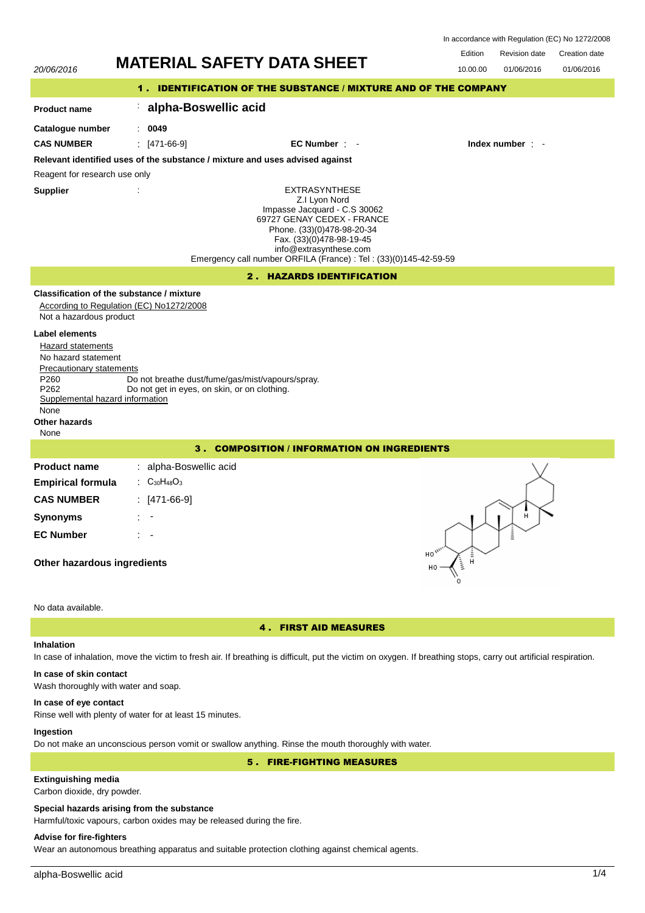In accordance with Regulation (EC) No 1272/2008

20/06/2016

# MATERIAL SAFETY DATA SHEET

| Edition | Revision date | Creation date |
|---|---|---|
| 10.00.00 | 01/06/2016 | 01/06/2016 |

## 1 . IDENTIFICATION OF THE SUBSTANCE / MIXTURE AND OF THE COMPANY

**Product name** : **alpha-Boswellic acid**

**Catalogue number** : **0049**

**CAS NUMBER** : [471-66-9] **EC Number** : - **Index number** : -

**Relevant identified uses of the substance / mixture and uses advised against**

Reagent for research use only

**Supplier** :

EXTRASYNTHESE
Z.I Lyon Nord
Impasse Jacquard - C.S 30062
69727 GENAY CEDEX - FRANCE
Phone. (33)(0)478-98-20-34
Fax. (33)(0)478-98-19-45
info@extrasynthese.com
Emergency call number ORFILA (France) : Tel : (33)(0)145-42-59-59

## 2 . HAZARDS IDENTIFICATION

**Classification of the substance / mixture**

According to Regulation (EC) No1272/2008

Not a hazardous product

**Label elements**

Hazard statements

No hazard statement

Precautionary statements

P260 Do not breathe dust/fume/gas/mist/vapours/spray.
P262 Do not get in eyes, on skin, or on clothing.

Supplemental hazard information

None

**Other hazards**

None

## 3 . COMPOSITION / INFORMATION ON INGREDIENTS

**Product name** : alpha-Boswellic acid

**Empirical formula** : $C_{30}H_{48}O_3$

**CAS NUMBER** : [471-66-9]

**Synonyms** : -

**EC Number** : -

**Other hazardous ingredients**

No data available.

## 4 . FIRST AID MEASURES

**Inhalation**

In case of inhalation, move the victim to fresh air. If breathing is difficult, put the victim on oxygen. If breathing stops, carry out artificial respiration.

**In case of skin contact**

Wash thoroughly with water and soap.

**In case of eye contact**

Rinse well with plenty of water for at least 15 minutes.

**Ingestion**

Do not make an unconscious person vomit or swallow anything. Rinse the mouth thoroughly with water.

## 5 . FIRE-FIGHTING MEASURES

**Extinguishing media**

Carbon dioxide, dry powder.

**Special hazards arising from the substance**

Harmful/toxic vapours, carbon oxides may be released during the fire.

**Advise for fire-fighters**

Wear an autonomous breathing apparatus and suitable protection clothing against chemical agents.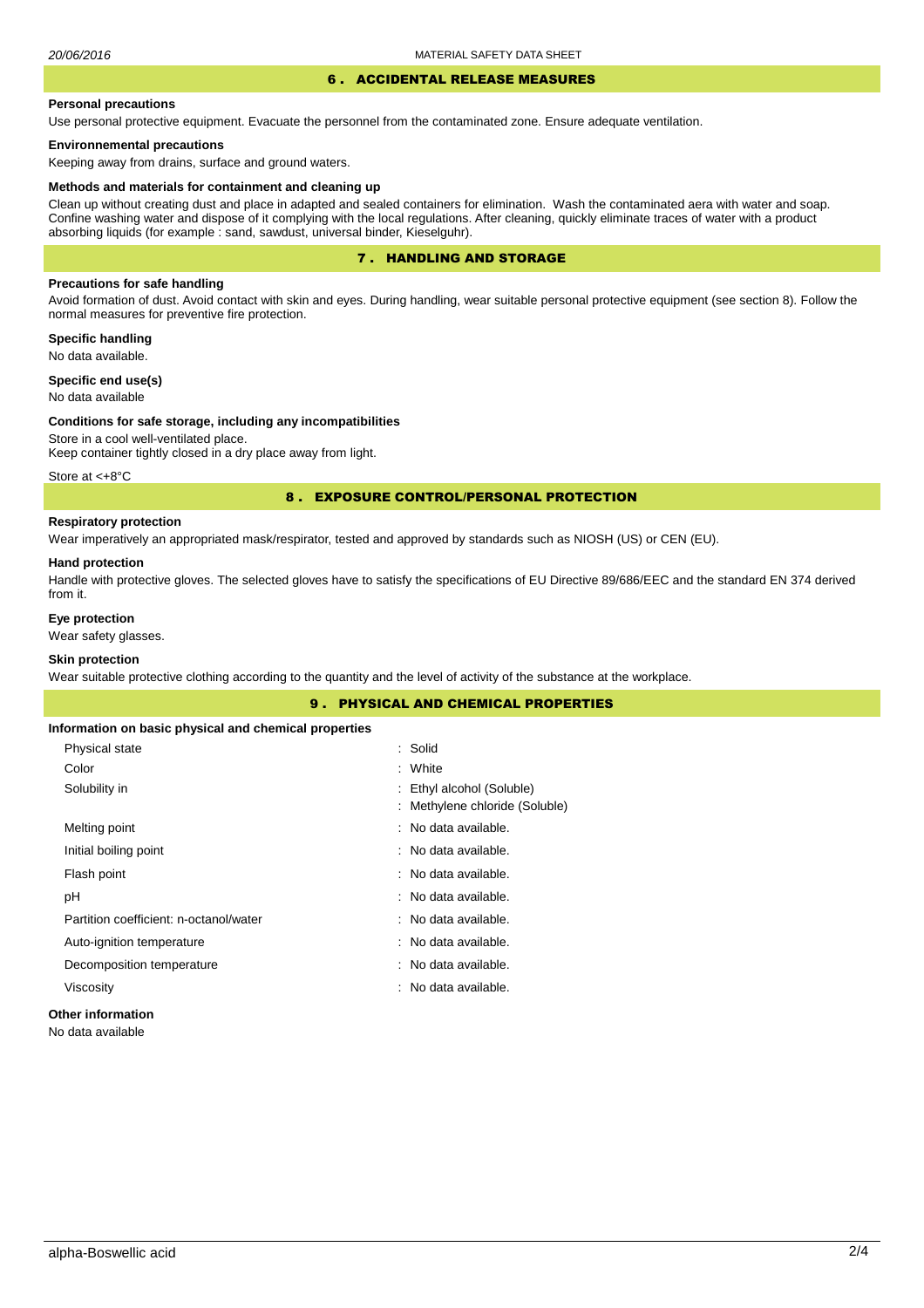## 6 . ACCIDENTAL RELEASE MEASURES

**Personal precautions**

Use personal protective equipment. Evacuate the personnel from the contaminated zone. Ensure adequate ventilation.

**Environnemental precautions**

Keeping away from drains, surface and ground waters.

**Methods and materials for containment and cleaning up**

Clean up without creating dust and place in adapted and sealed containers for elimination. Wash the contaminated aera with water and soap. Confine washing water and dispose of it complying with the local regulations. After cleaning, quickly eliminate traces of water with a product absorbing liquids (for example : sand, sawdust, universal binder, Kieselguhr).

## 7 . HANDLING AND STORAGE

**Precautions for safe handling**

Avoid formation of dust. Avoid contact with skin and eyes. During handling, wear suitable personal protective equipment (see section 8). Follow the normal measures for preventive fire protection.

**Specific handling**

No data available.

**Specific end use(s)**

No data available

**Conditions for safe storage, including any incompatibilities**

Store in a cool well-ventilated place.
Keep container tightly closed in a dry place away from light.

Store at <+8°C

## 8 . EXPOSURE CONTROL/PERSONAL PROTECTION

**Respiratory protection**

Wear imperatively an appropriated mask/respirator, tested and approved by standards such as NIOSH (US) or CEN (EU).

**Hand protection**

Handle with protective gloves. The selected gloves have to satisfy the specifications of EU Directive 89/686/EEC and the standard EN 374 derived from it.

**Eye protection**

Wear safety glasses.

**Skin protection**

Wear suitable protective clothing according to the quantity and the level of activity of the substance at the workplace.

## 9 . PHYSICAL AND CHEMICAL PROPERTIES

**Information on basic physical and chemical properties**

| | |
|---|---|
| Physical state | : Solid |
| Color | : White |
| Solubility in | : Ethyl alcohol (Soluble) |
| | : Methylene chloride (Soluble) |
| Melting point | : No data available. |
| Initial boiling point | : No data available. |
| Flash point | : No data available. |
| pH | : No data available. |
| Partition coefficient: n-octanol/water | : No data available. |
| Auto-ignition temperature | : No data available. |
| Decomposition temperature | : No data available. |
| Viscosity | : No data available. |

**Other information**

No data available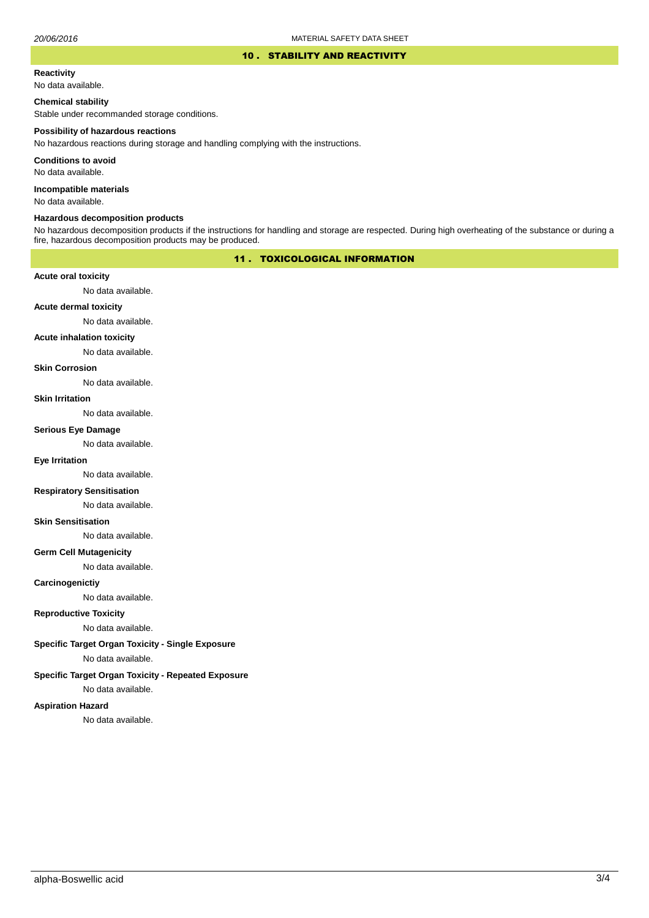## 10 . STABILITY AND REACTIVITY

**Reactivity**

No data available.

**Chemical stability**

Stable under recommanded storage conditions.

**Possibility of hazardous reactions**

No hazardous reactions during storage and handling complying with the instructions.

**Conditions to avoid**

No data available.

**Incompatible materials**

No data available.

**Hazardous decomposition products**

No hazardous decomposition products if the instructions for handling and storage are respected. During high overheating of the substance or during a fire, hazardous decomposition products may be produced.

## 11 . TOXICOLOGICAL INFORMATION

**Acute oral toxicity**

No data available.

**Acute dermal toxicity**

No data available.

**Acute inhalation toxicity**

No data available.

**Skin Corrosion**

No data available.

**Skin Irritation**

No data available.

**Serious Eye Damage**

No data available.

**Eye Irritation**

No data available.

**Respiratory Sensitisation**

No data available.

**Skin Sensitisation**

No data available.

**Germ Cell Mutagenicity**

No data available.

**Carcinogenictiy**

No data available.

**Reproductive Toxicity**

No data available.

**Specific Target Organ Toxicity - Single Exposure**

No data available.

**Specific Target Organ Toxicity - Repeated Exposure**

No data available.

**Aspiration Hazard**

No data available.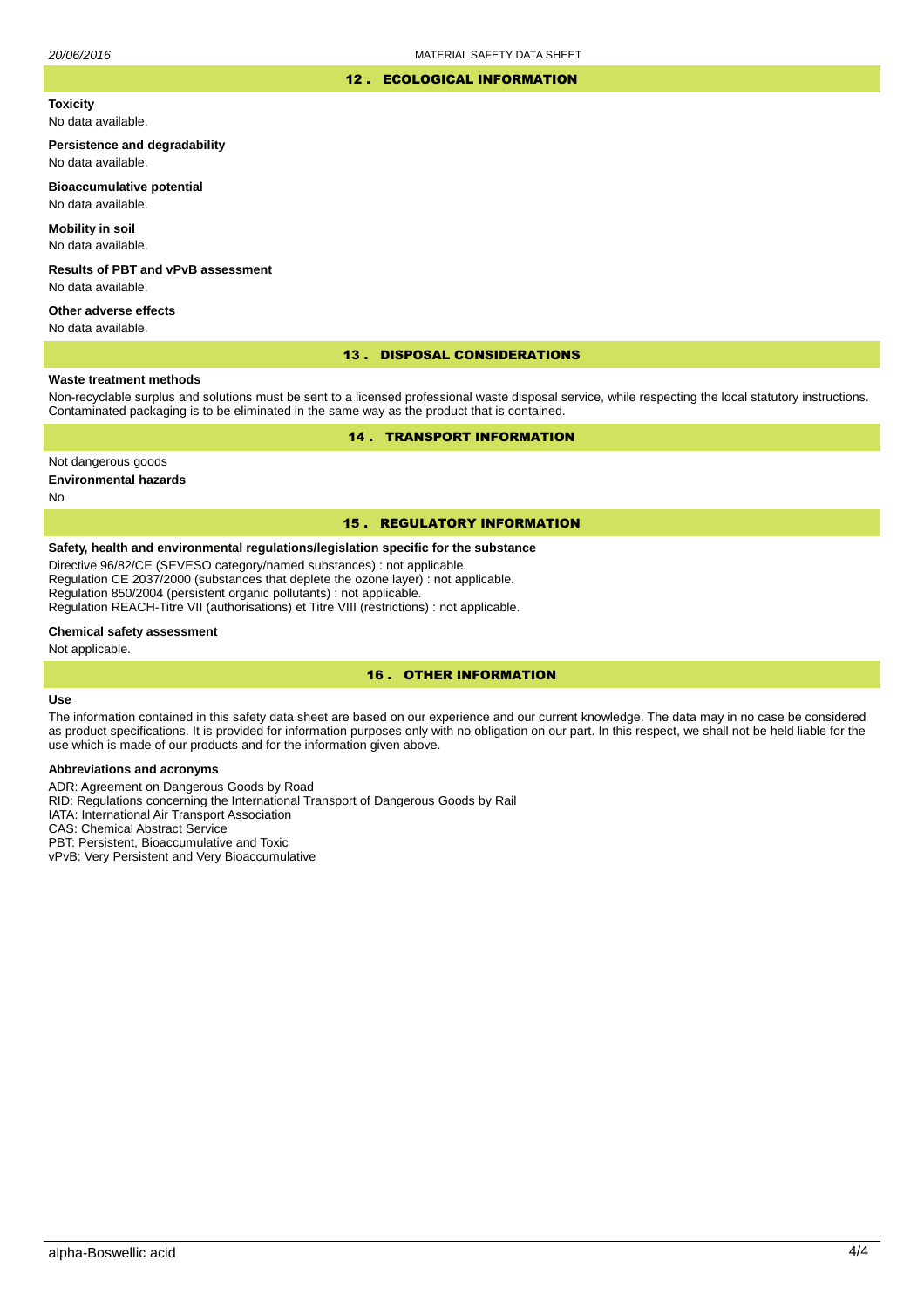## 12 . ECOLOGICAL INFORMATION

**Toxicity**

No data available.

**Persistence and degradability**

No data available.

**Bioaccumulative potential**

No data available.

**Mobility in soil**

No data available.

**Results of PBT and vPvB assessment**

No data available.

**Other adverse effects**

No data available.

## 13 . DISPOSAL CONSIDERATIONS

**Waste treatment methods**

Non-recyclable surplus and solutions must be sent to a licensed professional waste disposal service, while respecting the local statutory instructions. Contaminated packaging is to be eliminated in the same way as the product that is contained.

## 14 . TRANSPORT INFORMATION

Not dangerous goods

**Environmental hazards**

No

## 15 . REGULATORY INFORMATION

**Safety, health and environmental regulations/legislation specific for the substance**

Directive 96/82/CE (SEVESO category/named substances) : not applicable.
Regulation CE 2037/2000 (substances that deplete the ozone layer) : not applicable.
Regulation 850/2004 (persistent organic pollutants) : not applicable.
Regulation REACH-Titre VII (authorisations) et Titre VIII (restrictions) : not applicable.

**Chemical safety assessment**

Not applicable.

## 16 . OTHER INFORMATION

**Use**

The information contained in this safety data sheet are based on our experience and our current knowledge. The data may in no case be considered as product specifications. It is provided for information purposes only with no obligation on our part. In this respect, we shall not be held liable for the use which is made of our products and for the information given above.

**Abbreviations and acronyms**

ADR: Agreement on Dangerous Goods by Road
RID: Regulations concerning the International Transport of Dangerous Goods by Rail
IATA: International Air Transport Association
CAS: Chemical Abstract Service
PBT: Persistent, Bioaccumulative and Toxic
vPvB: Very Persistent and Very Bioaccumulative